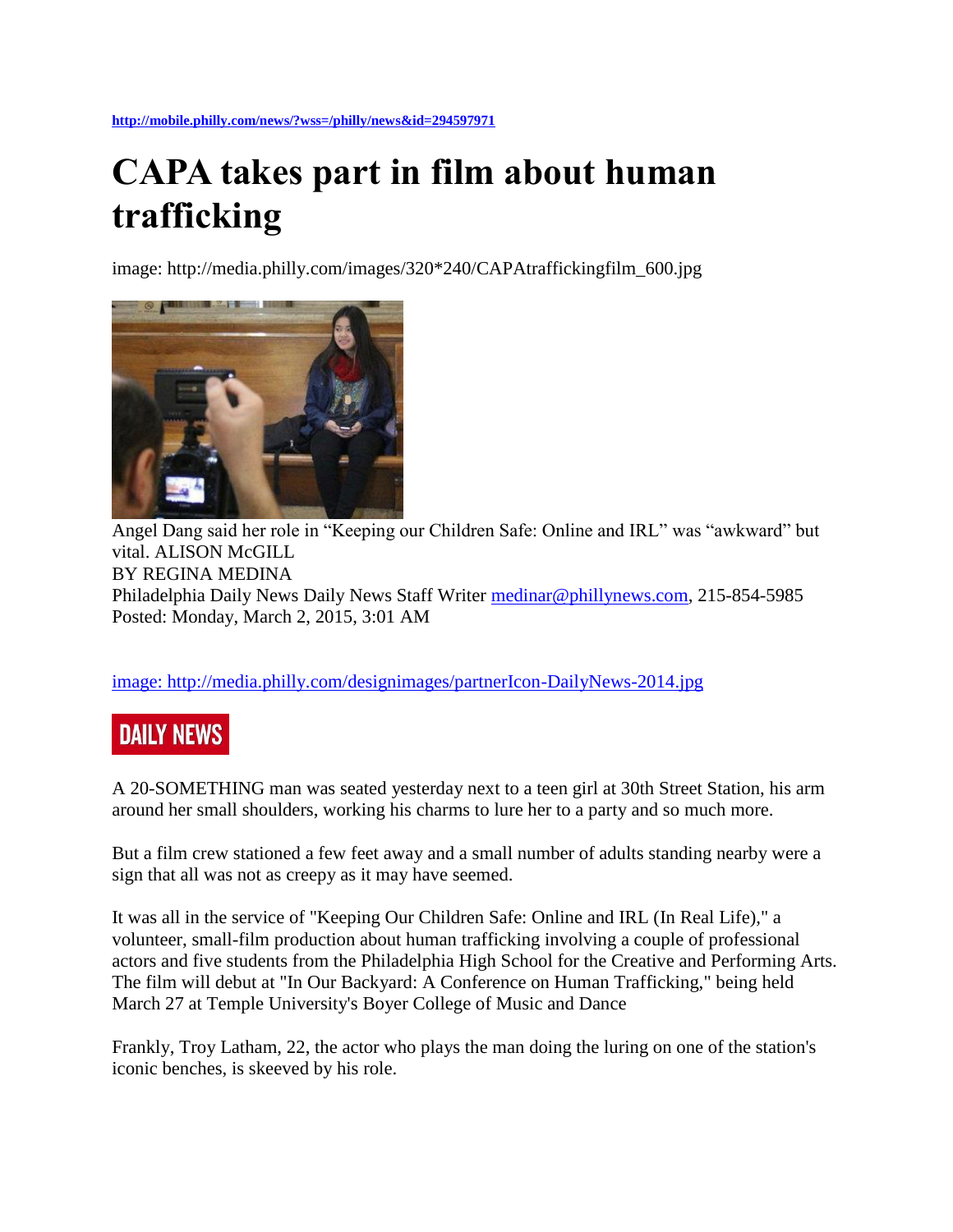http://mobile.philly.com/news/?wss=/philly/news&id=294597971

# CAPA takes part in film about human trafficking

image: http://media.philly.com/images/320*240/CAPAtraffickingfilm_600.jpg

Angel Dang said her role in "Keeping our Children Safe: Online and IRL" was "awkward" but vital. ALISON McGILL

BY REGINA MEDINA

Philadelphia Daily News Daily News Staff Writer medinar@phillynews.com, 215-854-5985

Posted: Monday, March 2, 2015, 3:01 AM

image: http://media.philly.com/designimages/partnerIcon-DailyNews-2014.jpg

DAILY NEWS

A 20-SOMETHING man was seated yesterday next to a teen girl at 30th Street Station, his arm around her small shoulders, working his charms to lure her to a party and so much more.

But a film crew stationed a few feet away and a small number of adults standing nearby were a sign that all was not as creepy as it may have seemed.

It was all in the service of "Keeping Our Children Safe: Online and IRL (In Real Life)," a volunteer, small-film production about human trafficking involving a couple of professional actors and five students from the Philadelphia High School for the Creative and Performing Arts. The film will debut at "In Our Backyard: A Conference on Human Trafficking," being held March 27 at Temple University's Boyer College of Music and Dance

Frankly, Troy Latham, 22, the actor who plays the man doing the luring on one of the station's iconic benches, is skeeved by his role.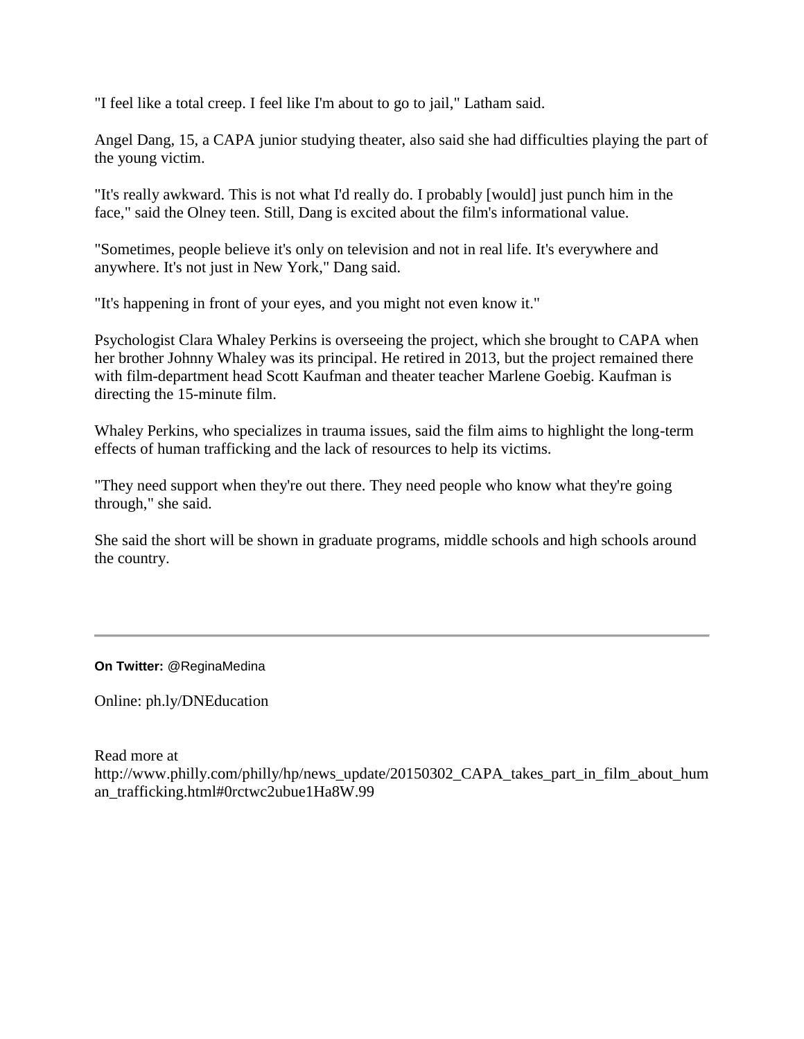"I feel like a total creep. I feel like I'm about to go to jail," Latham said.

Angel Dang, 15, a CAPA junior studying theater, also said she had difficulties playing the part of the young victim.

"It's really awkward. This is not what I'd really do. I probably [would] just punch him in the face," said the Olney teen. Still, Dang is excited about the film's informational value.

"Sometimes, people believe it's only on television and not in real life. It's everywhere and anywhere. It's not just in New York," Dang said.

"It's happening in front of your eyes, and you might not even know it."

Psychologist Clara Whaley Perkins is overseeing the project, which she brought to CAPA when her brother Johnny Whaley was its principal. He retired in 2013, but the project remained there with film-department head Scott Kaufman and theater teacher Marlene Goebig. Kaufman is directing the 15-minute film.

Whaley Perkins, who specializes in trauma issues, said the film aims to highlight the long-term effects of human trafficking and the lack of resources to help its victims.

"They need support when they're out there. They need people who know what they're going through," she said.

She said the short will be shown in graduate programs, middle schools and high schools around the country.

---

**On Twitter:** @ReginaMedina

Online: ph.ly/DNEducation

Read more at http://www.philly.com/philly/hp/news_update/20150302_CAPA_takes_part_in_film_about_human_trafficking.html#0rctwc2ubue1Ha8W.99